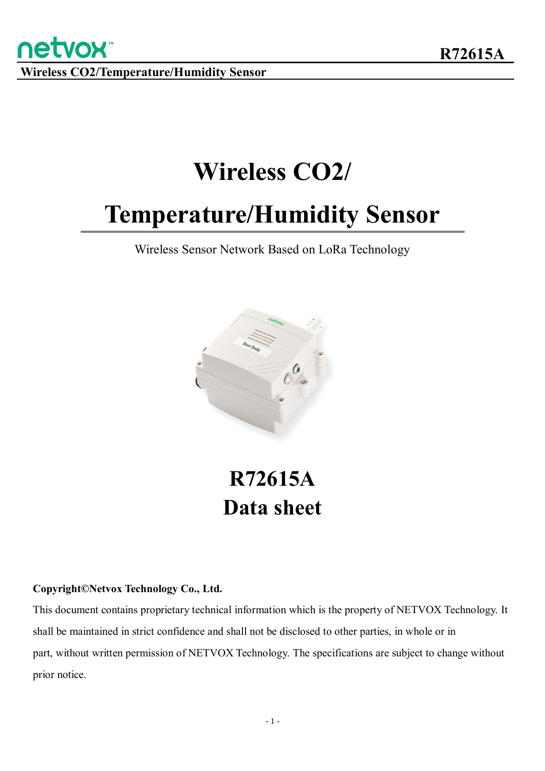# Wireless CO2/ Temperature/Humidity Sensor

Wireless Sensor Network Based on LoRa Technology

# R72615A
# Data sheet

**Copyright©Netvox Technology Co., Ltd.**

This document contains proprietary technical information which is the property of NETVOX Technology. It shall be maintained in strict confidence and shall not be disclosed to other parties, in whole or in part, without written permission of NETVOX Technology. The specifications are subject to change without prior notice.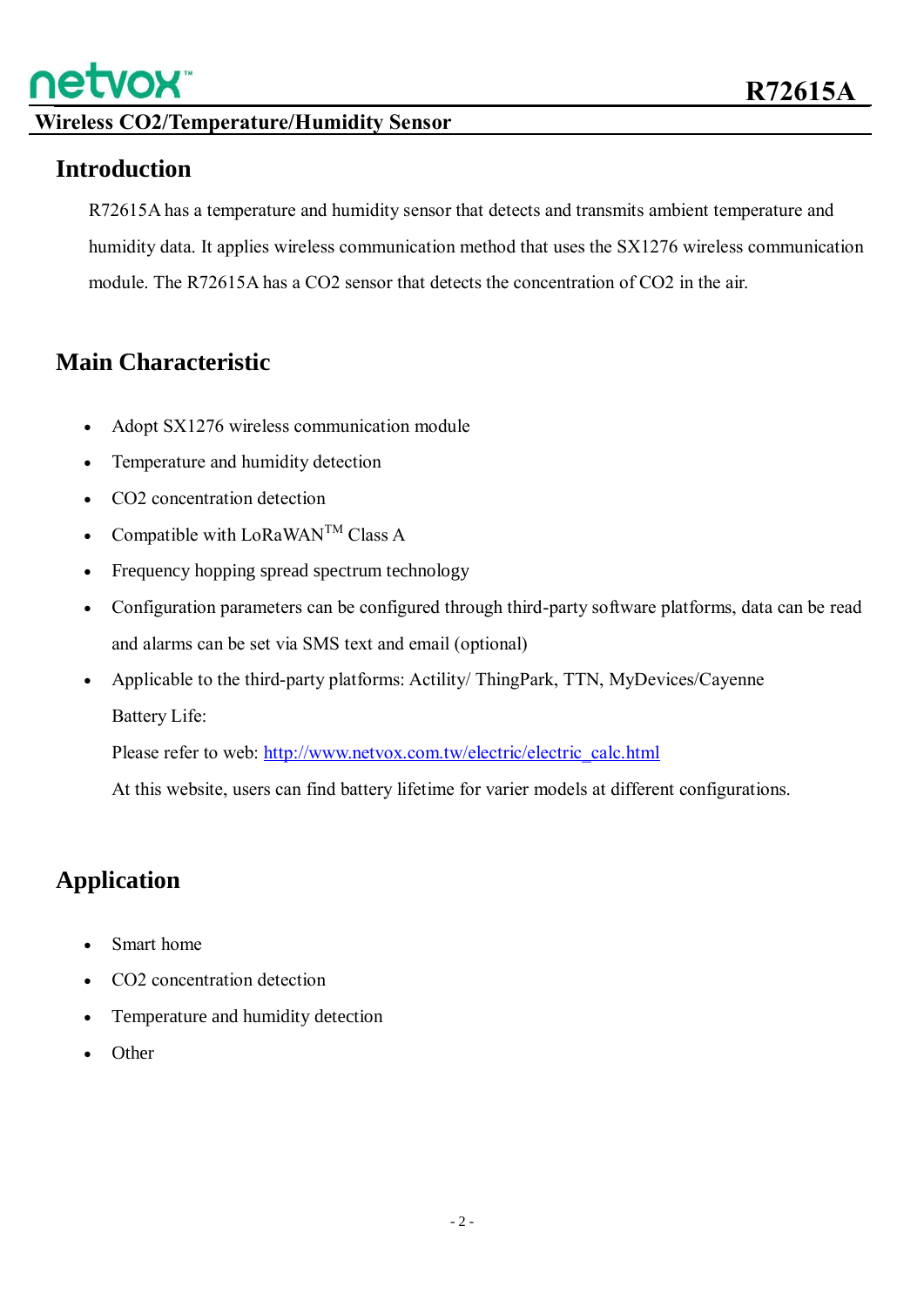## Introduction

R72615A has a temperature and humidity sensor that detects and transmits ambient temperature and humidity data. It applies wireless communication method that uses the SX1276 wireless communication module. The R72615A has a CO2 sensor that detects the concentration of CO2 in the air.

## Main Characteristic

- Adopt SX1276 wireless communication module
- Temperature and humidity detection
- CO2 concentration detection
- Compatible with LoRaWAN™ Class A
- Frequency hopping spread spectrum technology
- Configuration parameters can be configured through third-party software platforms, data can be read and alarms can be set via SMS text and email (optional)
- Applicable to the third-party platforms: Actility/ ThingPark, TTN, MyDevices/Cayenne

  Battery Life:

  Please refer to web: http://www.netvox.com.tw/electric/electric_calc.html

  At this website, users can find battery lifetime for varier models at different configurations.

## Application

- Smart home
- CO2 concentration detection
- Temperature and humidity detection
- Other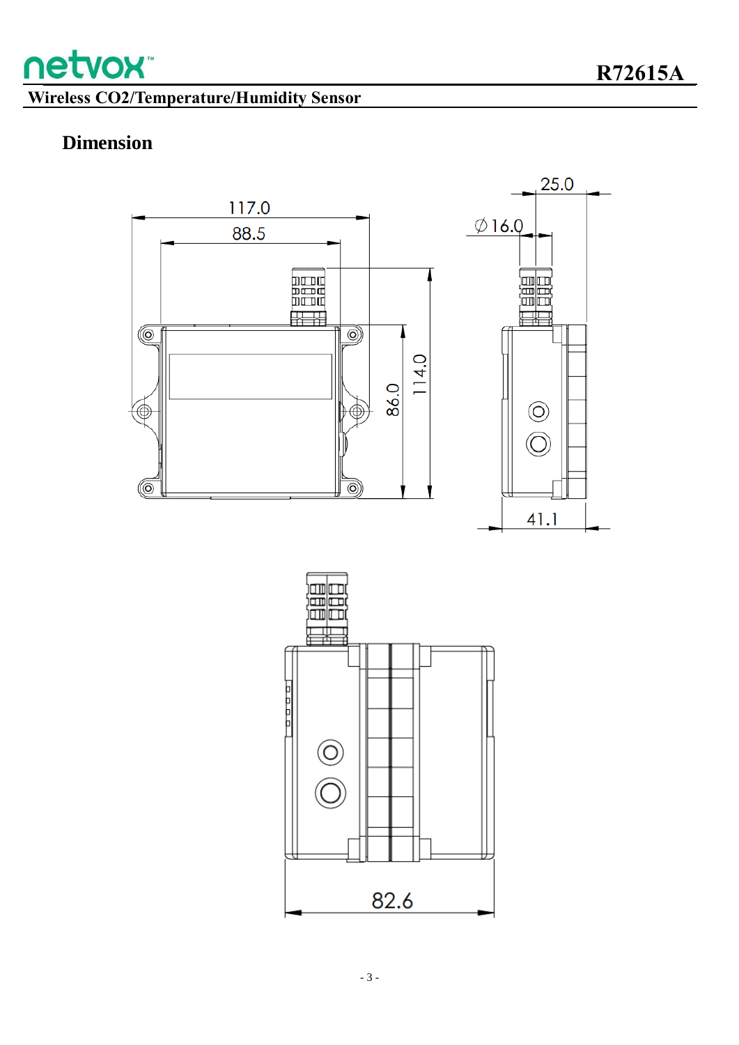## Dimension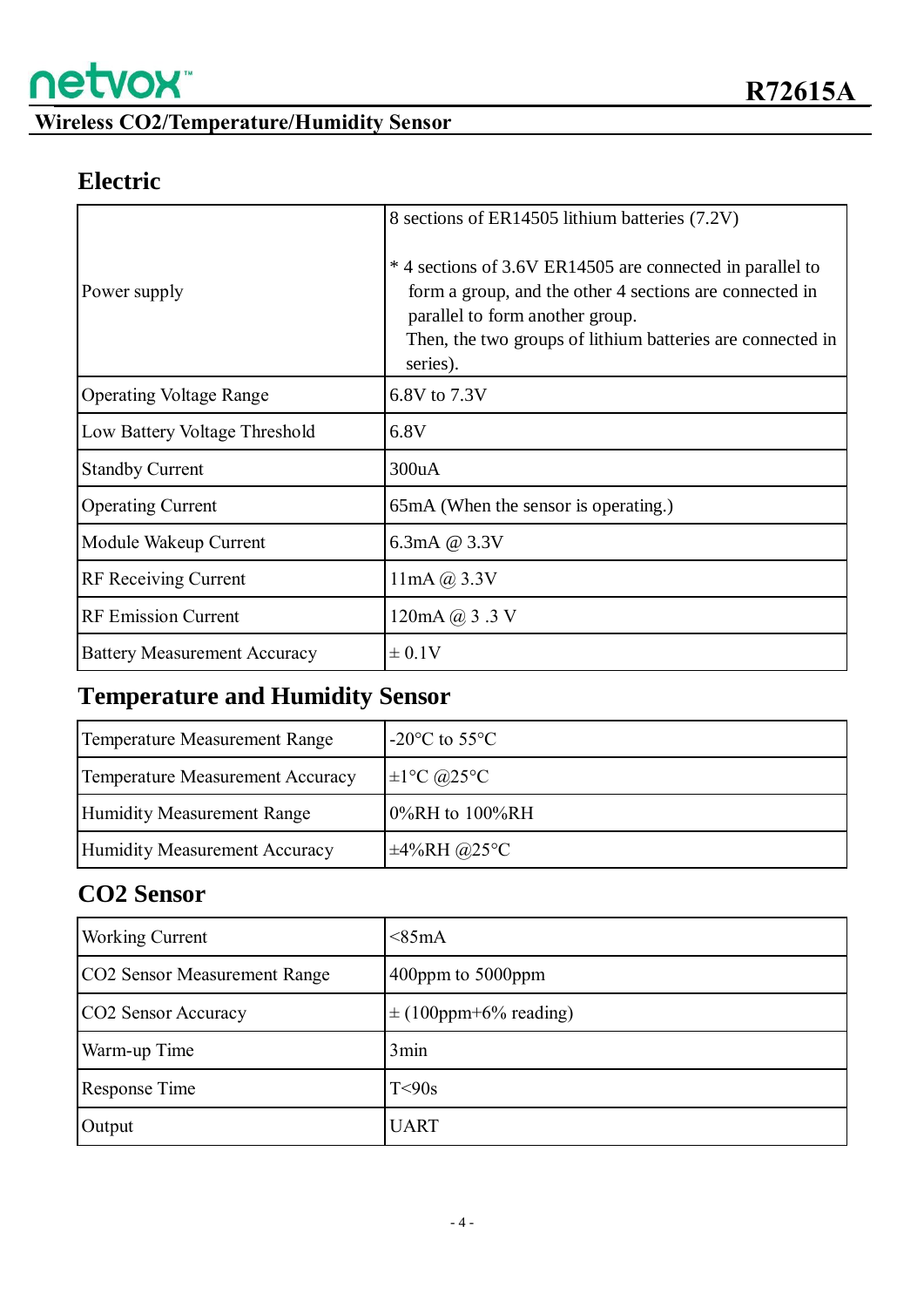## Electric

| | |
|---|---|
| Power supply | 8 sections of ER14505 lithium batteries (7.2V)<br><br>* 4 sections of 3.6V ER14505 are connected in parallel to form a group, and the other 4 sections are connected in parallel to form another group.<br>Then, the two groups of lithium batteries are connected in series). |
| Operating Voltage Range | 6.8V to 7.3V |
| Low Battery Voltage Threshold | 6.8V |
| Standby Current | 300uA |
| Operating Current | 65mA (When the sensor is operating.) |
| Module Wakeup Current | 6.3mA @ 3.3V |
| RF Receiving Current | 11mA @ 3.3V |
| RF Emission Current | 120mA @ 3 .3 V |
| Battery Measurement Accuracy | ± 0.1V |

## Temperature and Humidity Sensor

| | |
|---|---|
| Temperature Measurement Range | -20°C to 55°C |
| Temperature Measurement Accuracy | ±1°C @25°C |
| Humidity Measurement Range | 0%RH to 100%RH |
| Humidity Measurement Accuracy | ±4%RH @25°C |

## $CO_2$ Sensor

| | |
|---|---|
| Working Current | <85mA |
| $CO_2$ Sensor Measurement Range | 400ppm to 5000ppm |
| $CO_2$ Sensor Accuracy | ± (100ppm+6% reading) |
| Warm-up Time | 3min |
| Response Time | T<90s |
| Output | UART |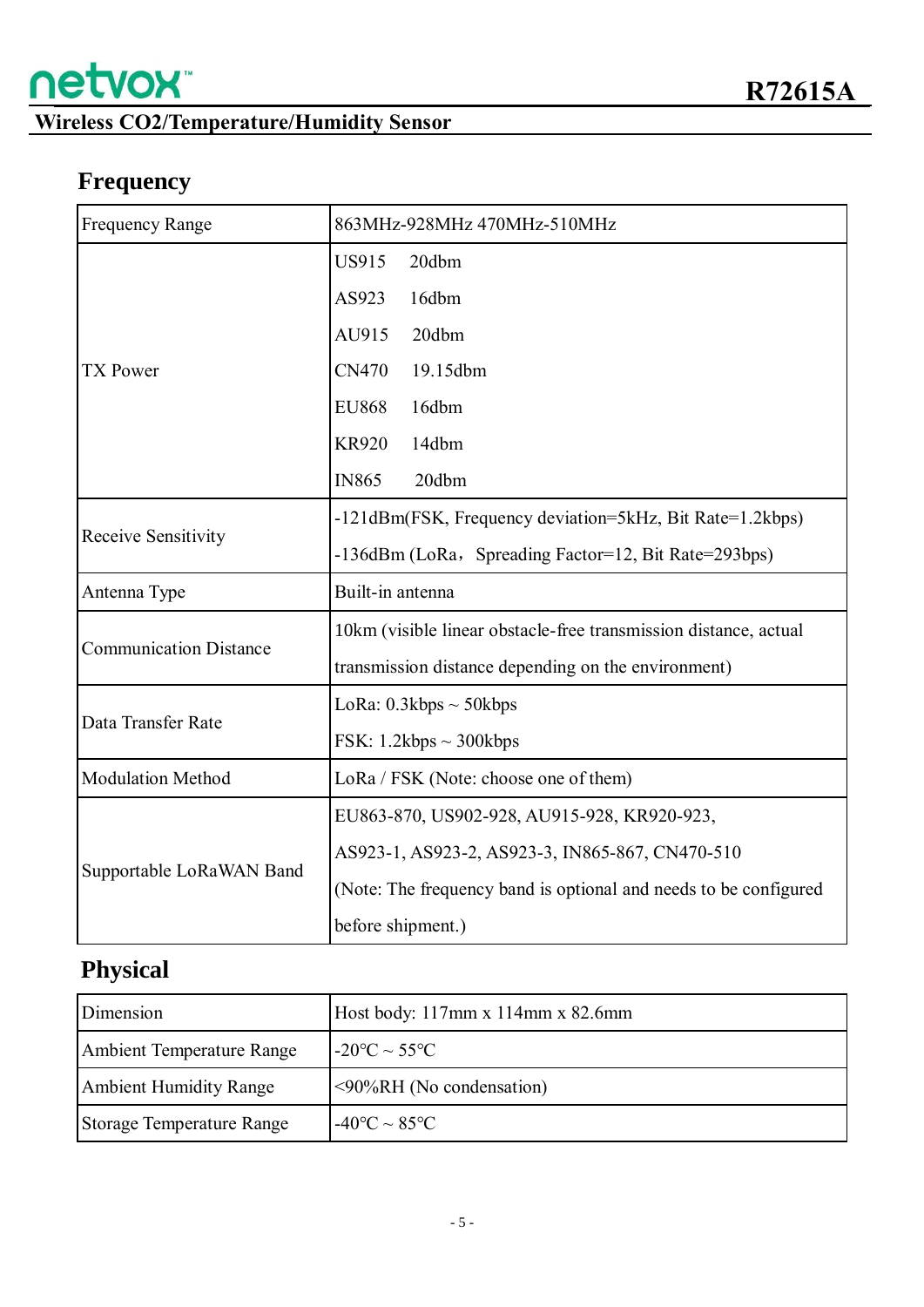## Frequency

| | |
|---|---|
| Frequency Range | 863MHz-928MHz 470MHz-510MHz |
| TX Power | US915 20dbm<br>AS923 16dbm<br>AU915 20dbm<br>CN470 19.15dbm<br>EU868 16dbm<br>KR920 14dbm<br>IN865 20dbm |
| Receive Sensitivity | -121dBm(FSK, Frequency deviation=5kHz, Bit Rate=1.2kbps)<br>-136dBm (LoRa， Spreading Factor=12, Bit Rate=293bps) |
| Antenna Type | Built-in antenna |
| Communication Distance | 10km (visible linear obstacle-free transmission distance, actual transmission distance depending on the environment) |
| Data Transfer Rate | LoRa: 0.3kbps ~ 50kbps<br>FSK: 1.2kbps ~ 300kbps |
| Modulation Method | LoRa / FSK (Note: choose one of them) |
| Supportable LoRaWAN Band | EU863-870, US902-928, AU915-928, KR920-923, AS923-1, AS923-2, AS923-3, IN865-867, CN470-510<br>(Note: The frequency band is optional and needs to be configured before shipment.) |

## Physical

| | |
|---|---|
| Dimension | Host body: 117mm x 114mm x 82.6mm |
| Ambient Temperature Range | -20°C ~ 55°C |
| Ambient Humidity Range | <90%RH (No condensation) |
| Storage Temperature Range | -40°C ~ 85°C |